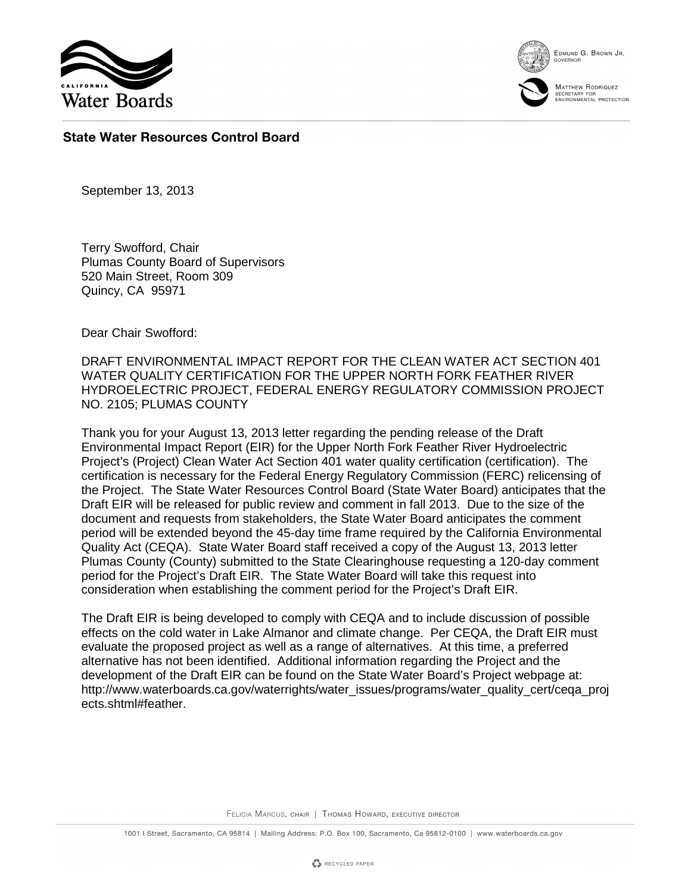California Water Boards

Edmund G. Brown Jr.
Governor

Matthew Rodriquez
Secretary for Environmental Protection

**State Water Resources Control Board**

September 13, 2013

Terry Swofford, Chair
Plumas County Board of Supervisors
520 Main Street, Room 309
Quincy, CA 95971

Dear Chair Swofford:

DRAFT ENVIRONMENTAL IMPACT REPORT FOR THE CLEAN WATER ACT SECTION 401 WATER QUALITY CERTIFICATION FOR THE UPPER NORTH FORK FEATHER RIVER HYDROELECTRIC PROJECT, FEDERAL ENERGY REGULATORY COMMISSION PROJECT NO. 2105; PLUMAS COUNTY

Thank you for your August 13, 2013 letter regarding the pending release of the Draft Environmental Impact Report (EIR) for the Upper North Fork Feather River Hydroelectric Project's (Project) Clean Water Act Section 401 water quality certification (certification). The certification is necessary for the Federal Energy Regulatory Commission (FERC) relicensing of the Project. The State Water Resources Control Board (State Water Board) anticipates that the Draft EIR will be released for public review and comment in fall 2013. Due to the size of the document and requests from stakeholders, the State Water Board anticipates the comment period will be extended beyond the 45-day time frame required by the California Environmental Quality Act (CEQA). State Water Board staff received a copy of the August 13, 2013 letter Plumas County (County) submitted to the State Clearinghouse requesting a 120-day comment period for the Project's Draft EIR. The State Water Board will take this request into consideration when establishing the comment period for the Project's Draft EIR.

The Draft EIR is being developed to comply with CEQA and to include discussion of possible effects on the cold water in Lake Almanor and climate change. Per CEQA, the Draft EIR must evaluate the proposed project as well as a range of alternatives. At this time, a preferred alternative has not been identified. Additional information regarding the Project and the development of the Draft EIR can be found on the State Water Board's Project webpage at: http://www.waterboards.ca.gov/waterrights/water_issues/programs/water_quality_cert/ceqa_projects.shtml#feather.

Felicia Marcus, chair | Thomas Howard, executive director

1001 I Street, Sacramento, CA 95814 | Mailing Address: P.O. Box 100, Sacramento, Ca 95812-0100 | www.waterboards.ca.gov

Recycled paper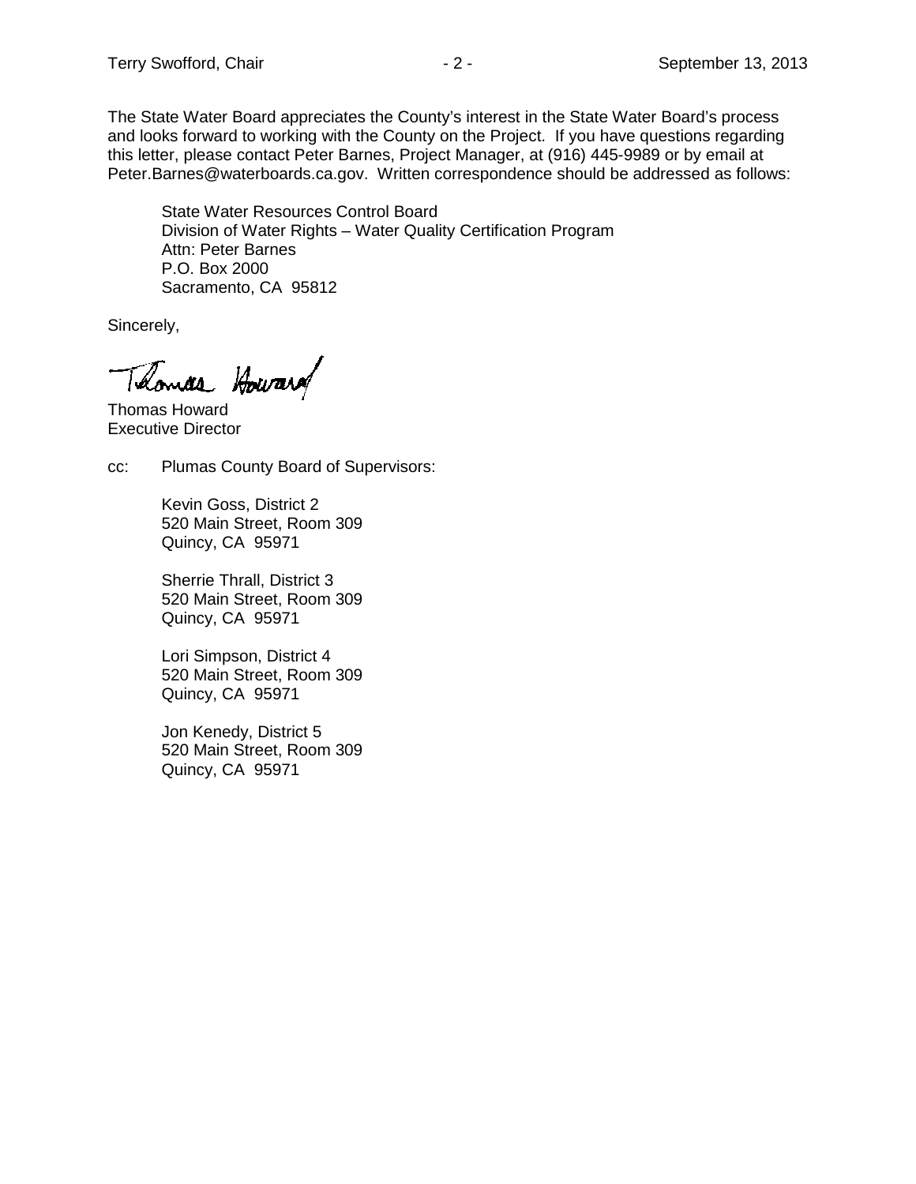The State Water Board appreciates the County's interest in the State Water Board's process and looks forward to working with the County on the Project. If you have questions regarding this letter, please contact Peter Barnes, Project Manager, at (916) 445-9989 or by email at Peter.Barnes@waterboards.ca.gov. Written correspondence should be addressed as follows:

State Water Resources Control Board
Division of Water Rights – Water Quality Certification Program
Attn: Peter Barnes
P.O. Box 2000
Sacramento, CA 95812

Sincerely,

Thomas Howard

Thomas Howard
Executive Director

cc: Plumas County Board of Supervisors:

Kevin Goss, District 2
520 Main Street, Room 309
Quincy, CA 95971

Sherrie Thrall, District 3
520 Main Street, Room 309
Quincy, CA 95971

Lori Simpson, District 4
520 Main Street, Room 309
Quincy, CA 95971

Jon Kenedy, District 5
520 Main Street, Room 309
Quincy, CA 95971